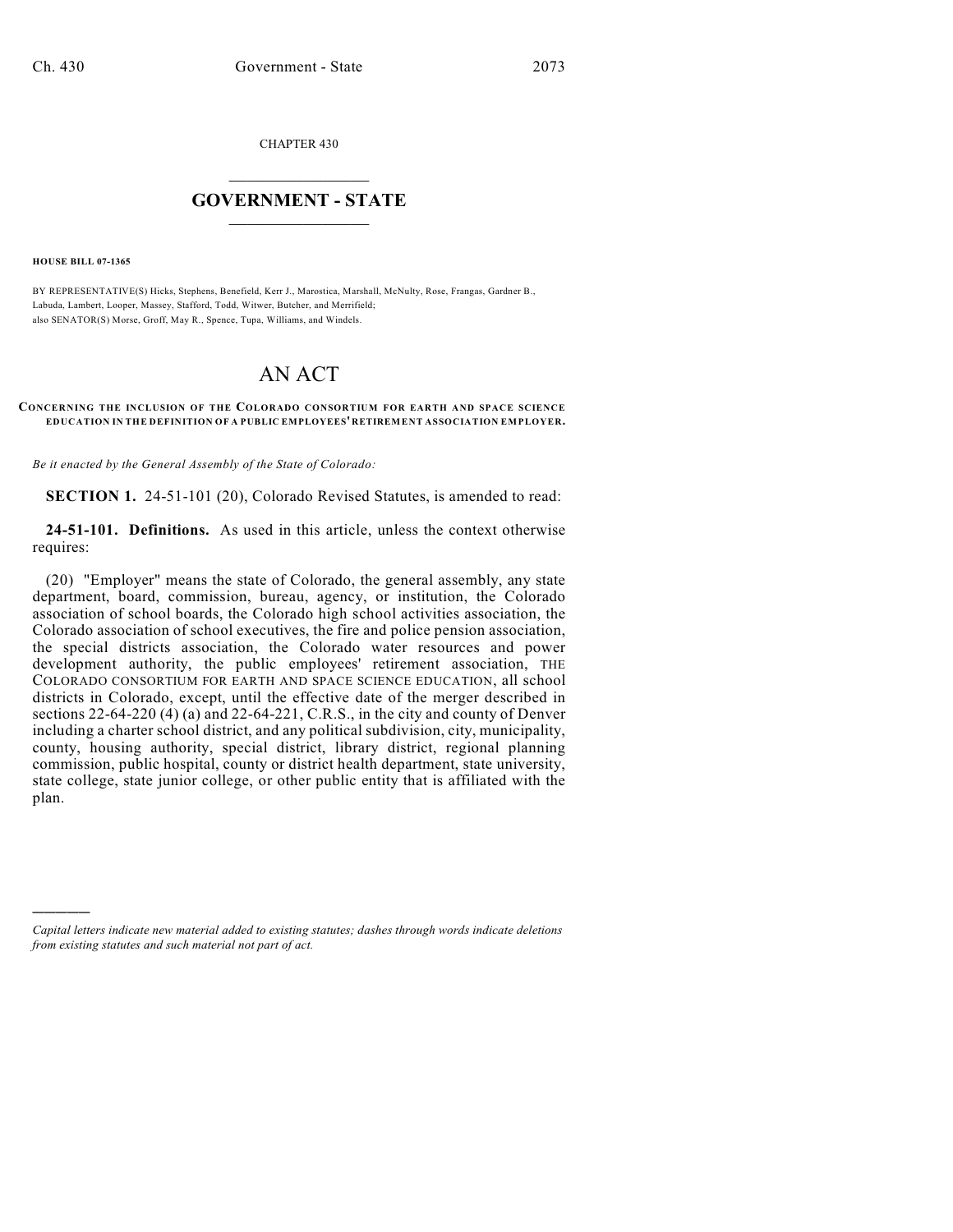CHAPTER 430

# GOVERNMENT - STATE

**HOUSE BILL 07-1365**

BY REPRESENTATIVE(S) Hicks, Stephens, Benefield, Kerr J., Marostica, Marshall, McNulty, Rose, Frangas, Gardner B., Labuda, Lambert, Looper, Massey, Stafford, Todd, Witwer, Butcher, and Merrifield;
also SENATOR(S) Morse, Groff, May R., Spence, Tupa, Williams, and Windels.

# AN ACT

**CONCERNING THE INCLUSION OF THE COLORADO CONSORTIUM FOR EARTH AND SPACE SCIENCE EDUCATION IN THE DEFINITION OF A PUBLIC EMPLOYEES' RETIREMENT ASSOCIATION EMPLOYER.**

*Be it enacted by the General Assembly of the State of Colorado:*

**SECTION 1.** 24-51-101 (20), Colorado Revised Statutes, is amended to read:

**24-51-101. Definitions.** As used in this article, unless the context otherwise requires:

(20) "Employer" means the state of Colorado, the general assembly, any state department, board, commission, bureau, agency, or institution, the Colorado association of school boards, the Colorado high school activities association, the Colorado association of school executives, the fire and police pension association, the special districts association, the Colorado water resources and power development authority, the public employees' retirement association, THE COLORADO CONSORTIUM FOR EARTH AND SPACE SCIENCE EDUCATION, all school districts in Colorado, except, until the effective date of the merger described in sections 22-64-220 (4) (a) and 22-64-221, C.R.S., in the city and county of Denver including a charter school district, and any political subdivision, city, municipality, county, housing authority, special district, library district, regional planning commission, public hospital, county or district health department, state university, state college, state junior college, or other public entity that is affiliated with the plan.

---

*Capital letters indicate new material added to existing statutes; dashes through words indicate deletions from existing statutes and such material not part of act.*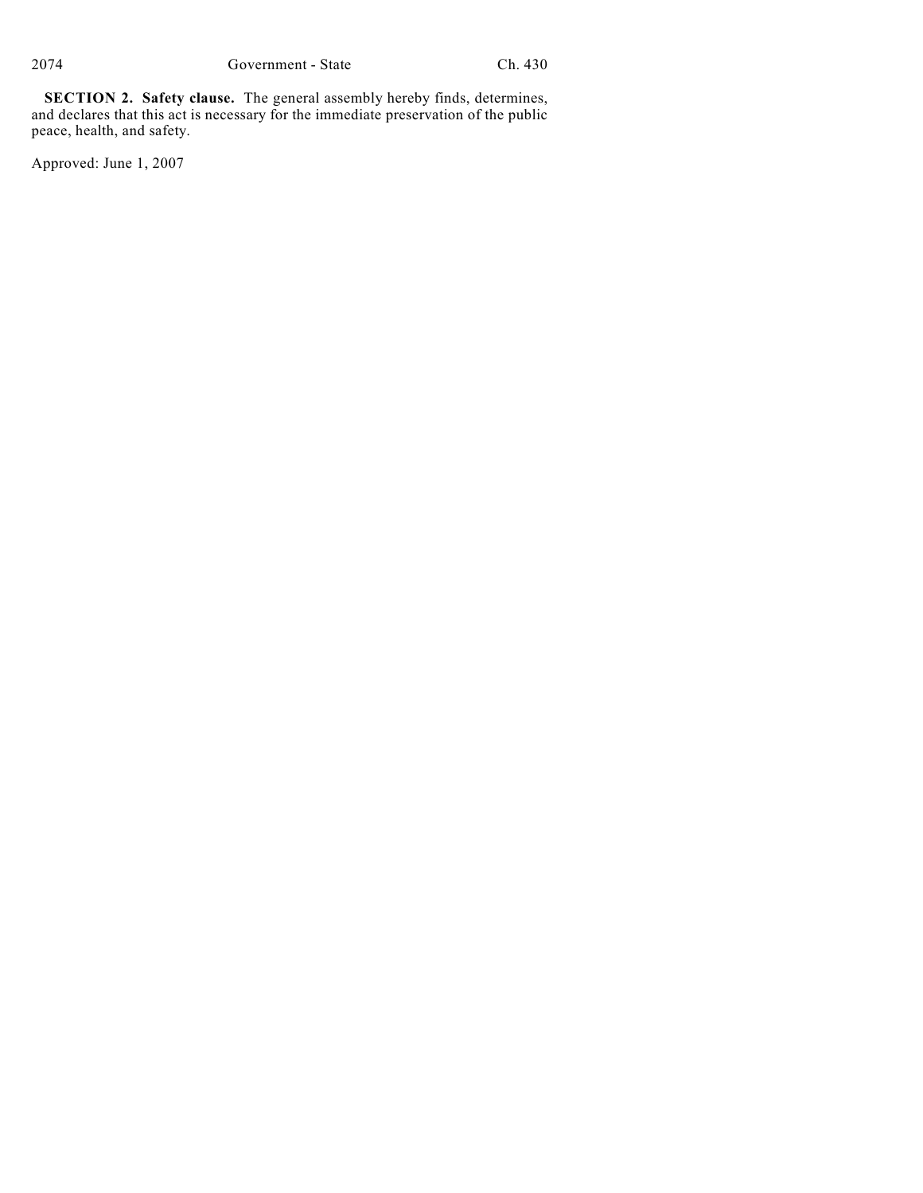**SECTION 2. Safety clause.** The general assembly hereby finds, determines, and declares that this act is necessary for the immediate preservation of the public peace, health, and safety.

Approved: June 1, 2007